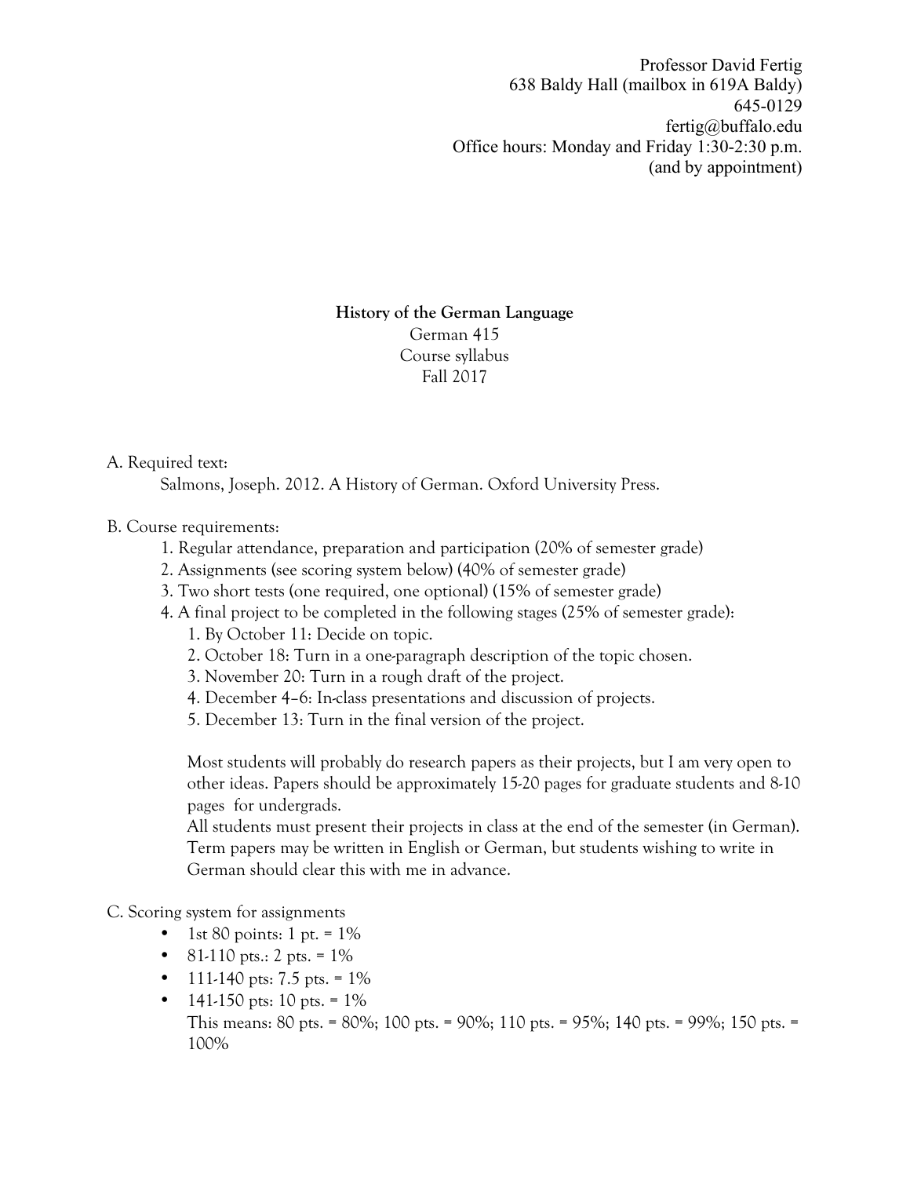Professor David Fertig
638 Baldy Hall (mailbox in 619A Baldy)
645-0129
fertig@buffalo.edu
Office hours: Monday and Friday 1:30-2:30 p.m.
(and by appointment)

**History of the German Language**
German 415
Course syllabus
Fall 2017

A. Required text:

Salmons, Joseph. 2012. A History of German. Oxford University Press.

B. Course requirements:

1. Regular attendance, preparation and participation (20% of semester grade)
2. Assignments (see scoring system below) (40% of semester grade)
3. Two short tests (one required, one optional) (15% of semester grade)
4. A final project to be completed in the following stages (25% of semester grade):
    1. By October 11: Decide on topic.
    2. October 18: Turn in a one-paragraph description of the topic chosen.
    3. November 20: Turn in a rough draft of the project.
    4. December 4–6: In-class presentations and discussion of projects.
    5. December 13: Turn in the final version of the project.

    Most students will probably do research papers as their projects, but I am very open to other ideas. Papers should be approximately 15-20 pages for graduate students and 8-10 pages for undergrads.

    All students must present their projects in class at the end of the semester (in German). Term papers may be written in English or German, but students wishing to write in German should clear this with me in advance.

C. Scoring system for assignments

- 1st 80 points: 1 pt. = 1%
- 81-110 pts.: 2 pts. = 1%
- 111-140 pts: 7.5 pts. = 1%
- 141-150 pts: 10 pts. = 1%

  This means: 80 pts. = 80%; 100 pts. = 90%; 110 pts. = 95%; 140 pts. = 99%; 150 pts. = 100%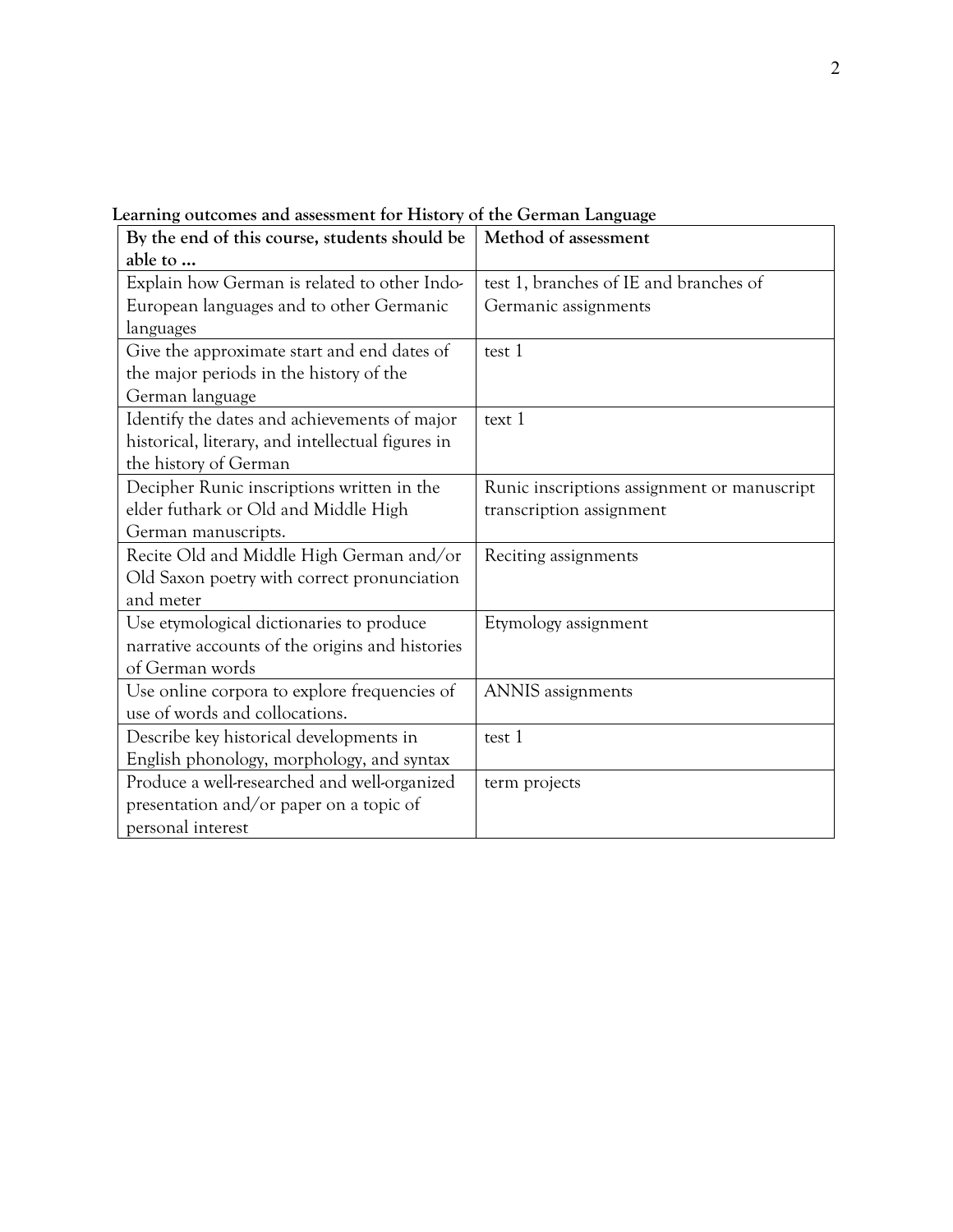**Learning outcomes and assessment for History of the German Language**

| By the end of this course, students should be able to … | Method of assessment |
|---|---|
| Explain how German is related to other Indo-European languages and to other Germanic languages | test 1, branches of IE and branches of Germanic assignments |
| Give the approximate start and end dates of the major periods in the history of the German language | test 1 |
| Identify the dates and achievements of major historical, literary, and intellectual figures in the history of German | text 1 |
| Decipher Runic inscriptions written in the elder futhark or Old and Middle High German manuscripts. | Runic inscriptions assignment or manuscript transcription assignment |
| Recite Old and Middle High German and/or Old Saxon poetry with correct pronunciation and meter | Reciting assignments |
| Use etymological dictionaries to produce narrative accounts of the origins and histories of German words | Etymology assignment |
| Use online corpora to explore frequencies of use of words and collocations. | ANNIS assignments |
| Describe key historical developments in English phonology, morphology, and syntax | test 1 |
| Produce a well-researched and well-organized presentation and/or paper on a topic of personal interest | term projects |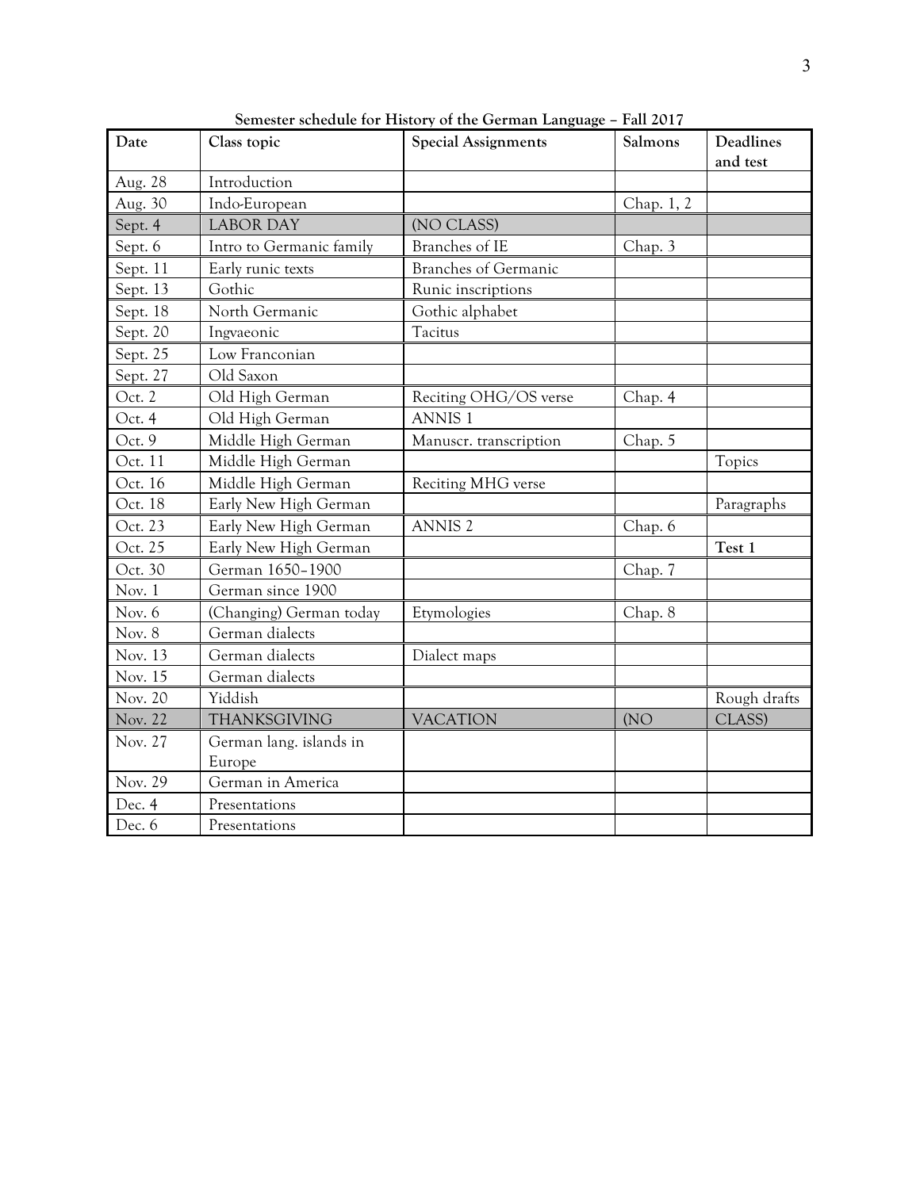**Semester schedule for History of the German Language – Fall 2017**

| Date | Class topic | Special Assignments | Salmons | Deadlines and test |
|---|---|---|---|---|
| Aug. 28 | Introduction | | | |
| Aug. 30 | Indo-European | | Chap. 1, 2 | |
| Sept. 4 | LABOR DAY | (NO CLASS) | | |
| Sept. 6 | Intro to Germanic family | Branches of IE | Chap. 3 | |
| Sept. 11 | Early runic texts | Branches of Germanic | | |
| Sept. 13 | Gothic | Runic inscriptions | | |
| Sept. 18 | North Germanic | Gothic alphabet | | |
| Sept. 20 | Ingvaeonic | Tacitus | | |
| Sept. 25 | Low Franconian | | | |
| Sept. 27 | Old Saxon | | | |
| Oct. 2 | Old High German | Reciting OHG/OS verse | Chap. 4 | |
| Oct. 4 | Old High German | ANNIS 1 | | |
| Oct. 9 | Middle High German | Manuscr. transcription | Chap. 5 | |
| Oct. 11 | Middle High German | | | Topics |
| Oct. 16 | Middle High German | Reciting MHG verse | | |
| Oct. 18 | Early New High German | | | Paragraphs |
| Oct. 23 | Early New High German | ANNIS 2 | Chap. 6 | |
| Oct. 25 | Early New High German | | | **Test 1** |
| Oct. 30 | German 1650–1900 | | Chap. 7 | |
| Nov. 1 | German since 1900 | | | |
| Nov. 6 | (Changing) German today | Etymologies | Chap. 8 | |
| Nov. 8 | German dialects | | | |
| Nov. 13 | German dialects | Dialect maps | | |
| Nov. 15 | German dialects | | | |
| Nov. 20 | Yiddish | | | Rough drafts |
| Nov. 22 | THANKSGIVING | VACATION | (NO | CLASS) |
| Nov. 27 | German lang. islands in Europe | | | |
| Nov. 29 | German in America | | | |
| Dec. 4 | Presentations | | | |
| Dec. 6 | Presentations | | | |